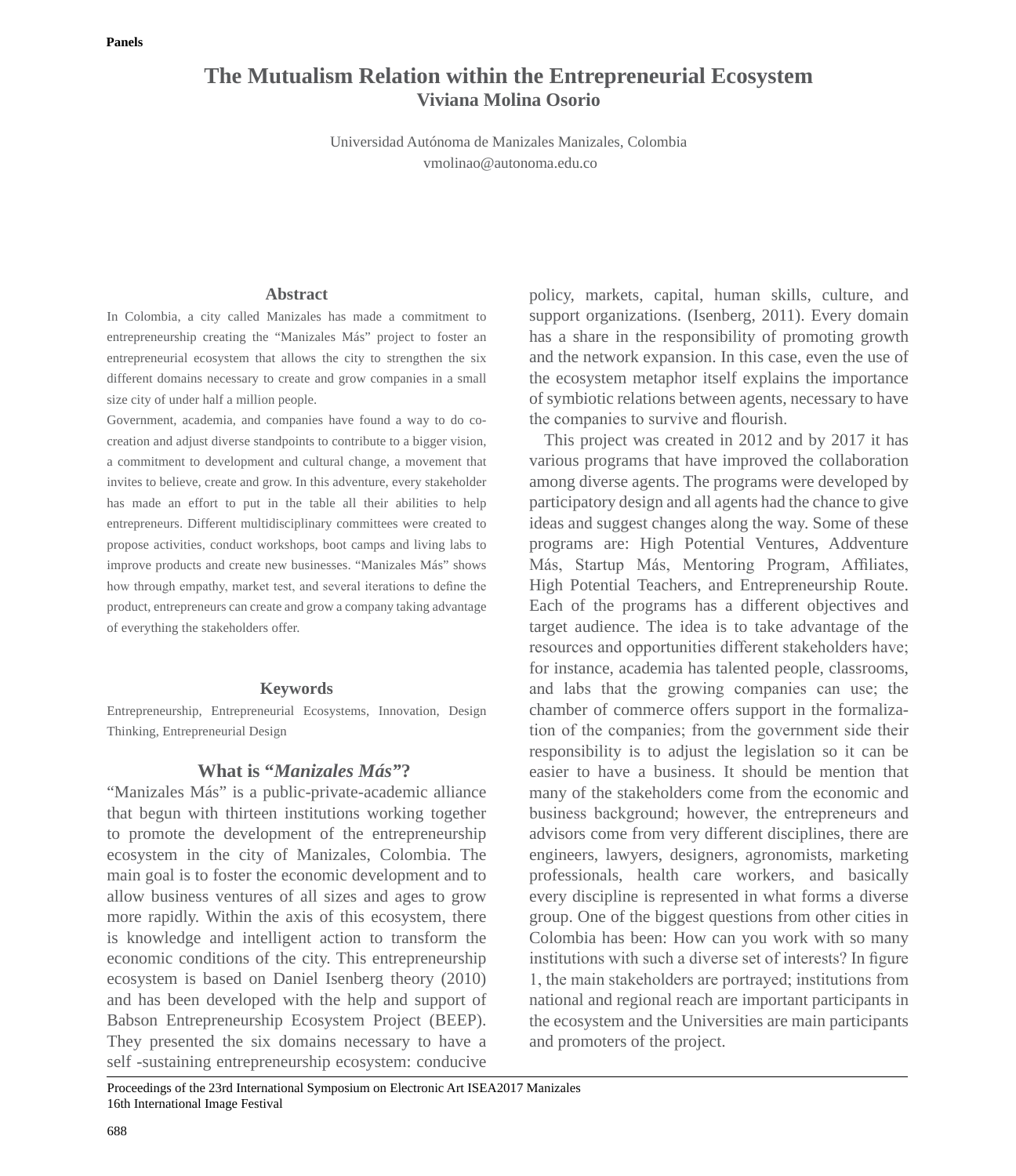# The Mutualism Relation within the Entrepreneurial Ecosystem

**Viviana Molina Osorio**

Universidad Autónoma de Manizales Manizales, Colombia
vmolinao@autonoma.edu.co

## Abstract

In Colombia, a city called Manizales has made a commitment to entrepreneurship creating the "Manizales Más" project to foster an entrepreneurial ecosystem that allows the city to strengthen the six different domains necessary to create and grow companies in a small size city of under half a million people.

Government, academia, and companies have found a way to do co-creation and adjust diverse standpoints to contribute to a bigger vision, a commitment to development and cultural change, a movement that invites to believe, create and grow. In this adventure, every stakeholder has made an effort to put in the table all their abilities to help entrepreneurs. Different multidisciplinary committees were created to propose activities, conduct workshops, boot camps and living labs to improve products and create new businesses. "Manizales Más" shows how through empathy, market test, and several iterations to define the product, entrepreneurs can create and grow a company taking advantage of everything the stakeholders offer.

## Keywords

Entrepreneurship, Entrepreneurial Ecosystems, Innovation, Design Thinking, Entrepreneurial Design

## What is "*Manizales Más*"?

"Manizales Más" is a public-private-academic alliance that begun with thirteen institutions working together to promote the development of the entrepreneurship ecosystem in the city of Manizales, Colombia. The main goal is to foster the economic development and to allow business ventures of all sizes and ages to grow more rapidly. Within the axis of this ecosystem, there is knowledge and intelligent action to transform the economic conditions of the city. This entrepreneurship ecosystem is based on Daniel Isenberg theory (2010) and has been developed with the help and support of Babson Entrepreneurship Ecosystem Project (BEEP). They presented the six domains necessary to have a self -sustaining entrepreneurship ecosystem: conducive policy, markets, capital, human skills, culture, and support organizations. (Isenberg, 2011). Every domain has a share in the responsibility of promoting growth and the network expansion. In this case, even the use of the ecosystem metaphor itself explains the importance of symbiotic relations between agents, necessary to have the companies to survive and flourish.

This project was created in 2012 and by 2017 it has various programs that have improved the collaboration among diverse agents. The programs were developed by participatory design and all agents had the chance to give ideas and suggest changes along the way. Some of these programs are: High Potential Ventures, Addventure Más, Startup Más, Mentoring Program, Affiliates, High Potential Teachers, and Entrepreneurship Route. Each of the programs has a different objectives and target audience. The idea is to take advantage of the resources and opportunities different stakeholders have; for instance, academia has talented people, classrooms, and labs that the growing companies can use; the chamber of commerce offers support in the formalization of the companies; from the government side their responsibility is to adjust the legislation so it can be easier to have a business. It should be mention that many of the stakeholders come from the economic and business background; however, the entrepreneurs and advisors come from very different disciplines, there are engineers, lawyers, designers, agronomists, marketing professionals, health care workers, and basically every discipline is represented in what forms a diverse group. One of the biggest questions from other cities in Colombia has been: How can you work with so many institutions with such a diverse set of interests? In figure 1, the main stakeholders are portrayed; institutions from national and regional reach are important participants in the ecosystem and the Universities are main participants and promoters of the project.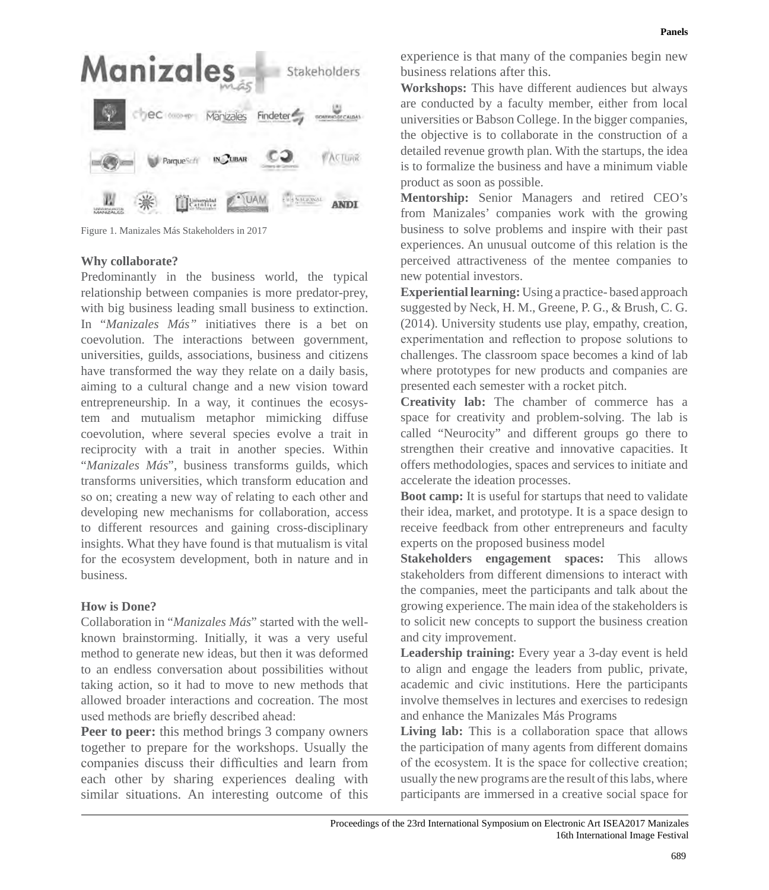Figure 1. Manizales Más Stakeholders in 2017

**Why collaborate?**

Predominantly in the business world, the typical relationship between companies is more predator-prey, with big business leading small business to extinction. In "*Manizales Más"* initiatives there is a bet on coevolution. The interactions between government, universities, guilds, associations, business and citizens have transformed the way they relate on a daily basis, aiming to a cultural change and a new vision toward entrepreneurship. In a way, it continues the ecosystem and mutualism metaphor mimicking diffuse coevolution, where several species evolve a trait in reciprocity with a trait in another species. Within "*Manizales Más*", business transforms guilds, which transforms universities, which transform education and so on; creating a new way of relating to each other and developing new mechanisms for collaboration, access to different resources and gaining cross-disciplinary insights. What they have found is that mutualism is vital for the ecosystem development, both in nature and in business.

**How is Done?**

Collaboration in "*Manizales Más*" started with the well-known brainstorming. Initially, it was a very useful method to generate new ideas, but then it was deformed to an endless conversation about possibilities without taking action, so it had to move to new methods that allowed broader interactions and cocreation. The most used methods are briefly described ahead:

**Peer to peer:** this method brings 3 company owners together to prepare for the workshops. Usually the companies discuss their difficulties and learn from each other by sharing experiences dealing with similar situations. An interesting outcome of this experience is that many of the companies begin new business relations after this.

**Workshops:** This have different audiences but always are conducted by a faculty member, either from local universities or Babson College. In the bigger companies, the objective is to collaborate in the construction of a detailed revenue growth plan. With the startups, the idea is to formalize the business and have a minimum viable product as soon as possible.

**Mentorship:** Senior Managers and retired CEO's from Manizales' companies work with the growing business to solve problems and inspire with their past experiences. An unusual outcome of this relation is the perceived attractiveness of the mentee companies to new potential investors.

**Experiential learning:** Using a practice- based approach suggested by Neck, H. M., Greene, P. G., & Brush, C. G. (2014). University students use play, empathy, creation, experimentation and reflection to propose solutions to challenges. The classroom space becomes a kind of lab where prototypes for new products and companies are presented each semester with a rocket pitch.

**Creativity lab:** The chamber of commerce has a space for creativity and problem-solving. The lab is called "Neurocity" and different groups go there to strengthen their creative and innovative capacities. It offers methodologies, spaces and services to initiate and accelerate the ideation processes.

**Boot camp:** It is useful for startups that need to validate their idea, market, and prototype. It is a space design to receive feedback from other entrepreneurs and faculty experts on the proposed business model

**Stakeholders engagement spaces:** This allows stakeholders from different dimensions to interact with the companies, meet the participants and talk about the growing experience. The main idea of the stakeholders is to solicit new concepts to support the business creation and city improvement.

**Leadership training:** Every year a 3-day event is held to align and engage the leaders from public, private, academic and civic institutions. Here the participants involve themselves in lectures and exercises to redesign and enhance the Manizales Más Programs

**Living lab:** This is a collaboration space that allows the participation of many agents from different domains of the ecosystem. It is the space for collective creation; usually the new programs are the result of this labs, where participants are immersed in a creative social space for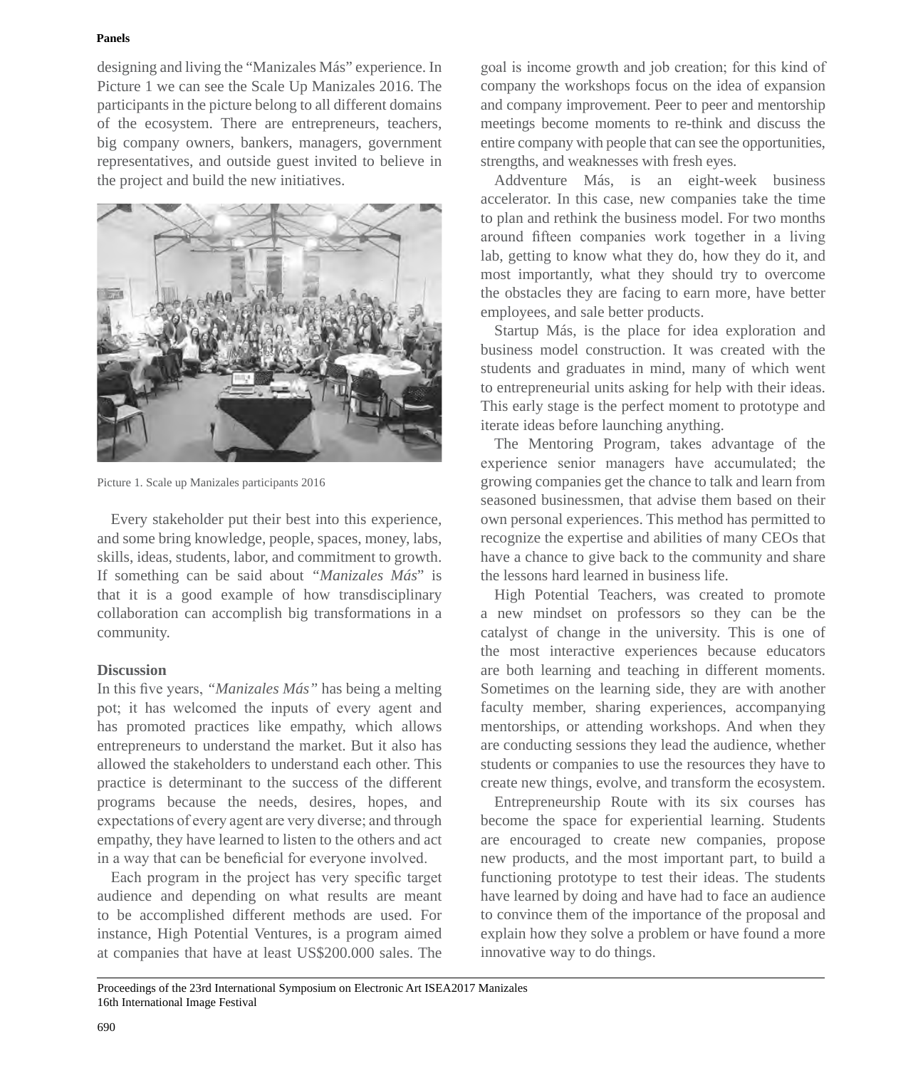designing and living the "Manizales Más" experience. In Picture 1 we can see the Scale Up Manizales 2016. The participants in the picture belong to all different domains of the ecosystem. There are entrepreneurs, teachers, big company owners, bankers, managers, government representatives, and outside guest invited to believe in the project and build the new initiatives.

Picture 1. Scale up Manizales participants 2016

Every stakeholder put their best into this experience, and some bring knowledge, people, spaces, money, labs, skills, ideas, students, labor, and commitment to growth. If something can be said about "*Manizales Más*" is that it is a good example of how transdisciplinary collaboration can accomplish big transformations in a community.

**Discussion**

In this five years, *"Manizales Más"* has being a melting pot; it has welcomed the inputs of every agent and has promoted practices like empathy, which allows entrepreneurs to understand the market. But it also has allowed the stakeholders to understand each other. This practice is determinant to the success of the different programs because the needs, desires, hopes, and expectations of every agent are very diverse; and through empathy, they have learned to listen to the others and act in a way that can be beneficial for everyone involved.

Each program in the project has very specific target audience and depending on what results are meant to be accomplished different methods are used. For instance, High Potential Ventures, is a program aimed at companies that have at least US$200.000 sales. The goal is income growth and job creation; for this kind of company the workshops focus on the idea of expansion and company improvement. Peer to peer and mentorship meetings become moments to re-think and discuss the entire company with people that can see the opportunities, strengths, and weaknesses with fresh eyes.

Addventure Más, is an eight-week business accelerator. In this case, new companies take the time to plan and rethink the business model. For two months around fifteen companies work together in a living lab, getting to know what they do, how they do it, and most importantly, what they should try to overcome the obstacles they are facing to earn more, have better employees, and sale better products.

Startup Más, is the place for idea exploration and business model construction. It was created with the students and graduates in mind, many of which went to entrepreneurial units asking for help with their ideas. This early stage is the perfect moment to prototype and iterate ideas before launching anything.

The Mentoring Program, takes advantage of the experience senior managers have accumulated; the growing companies get the chance to talk and learn from seasoned businessmen, that advise them based on their own personal experiences. This method has permitted to recognize the expertise and abilities of many CEOs that have a chance to give back to the community and share the lessons hard learned in business life.

High Potential Teachers, was created to promote a new mindset on professors so they can be the catalyst of change in the university. This is one of the most interactive experiences because educators are both learning and teaching in different moments. Sometimes on the learning side, they are with another faculty member, sharing experiences, accompanying mentorships, or attending workshops. And when they are conducting sessions they lead the audience, whether students or companies to use the resources they have to create new things, evolve, and transform the ecosystem.

Entrepreneurship Route with its six courses has become the space for experiential learning. Students are encouraged to create new companies, propose new products, and the most important part, to build a functioning prototype to test their ideas. The students have learned by doing and have had to face an audience to convince them of the importance of the proposal and explain how they solve a problem or have found a more innovative way to do things.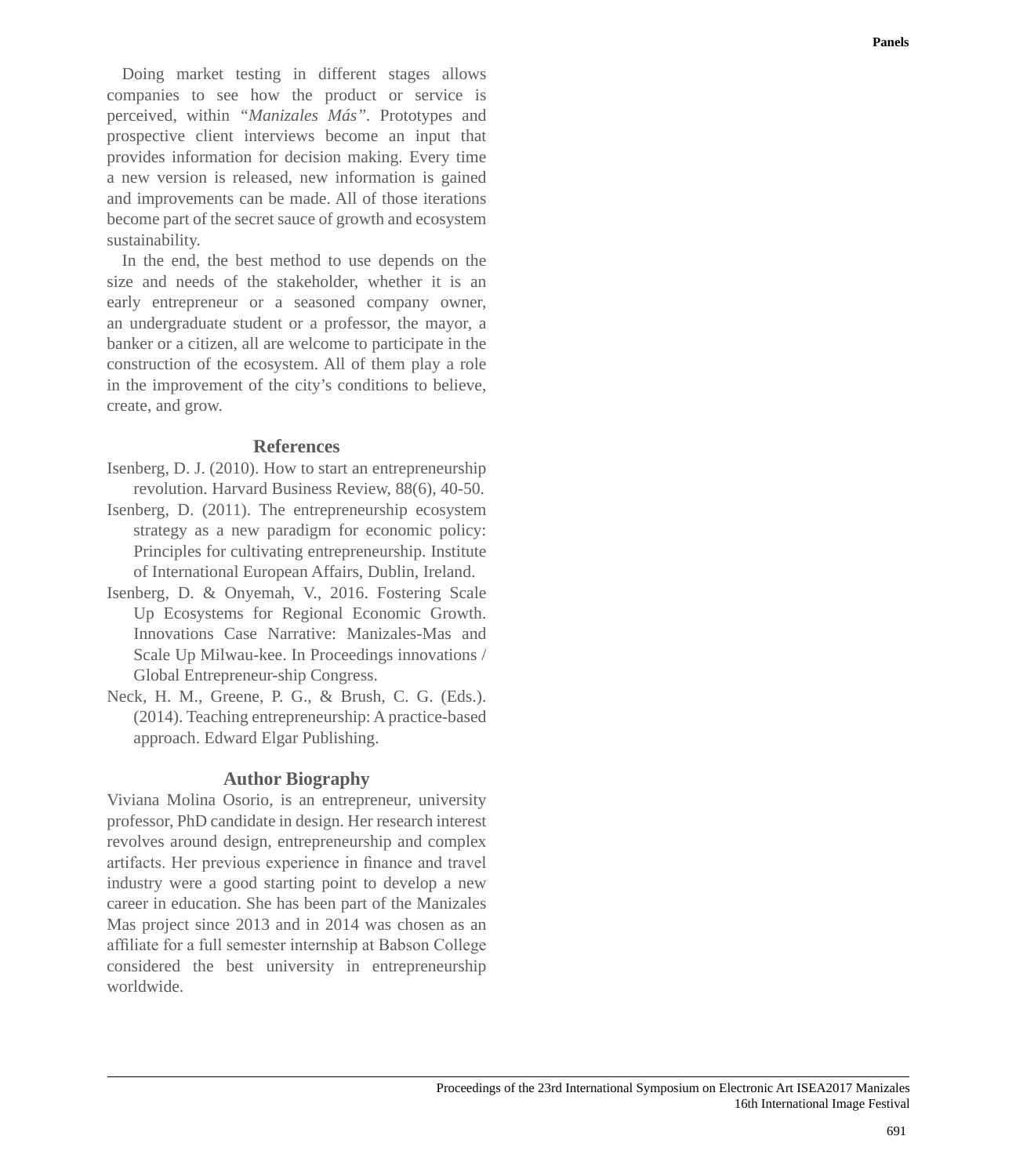Doing market testing in different stages allows companies to see how the product or service is perceived, within *"Manizales Más"*. Prototypes and prospective client interviews become an input that provides information for decision making. Every time a new version is released, new information is gained and improvements can be made. All of those iterations become part of the secret sauce of growth and ecosystem sustainability.

In the end, the best method to use depends on the size and needs of the stakeholder, whether it is an early entrepreneur or a seasoned company owner, an undergraduate student or a professor, the mayor, a banker or a citizen, all are welcome to participate in the construction of the ecosystem. All of them play a role in the improvement of the city's conditions to believe, create, and grow.

## References

Isenberg, D. J. (2010). How to start an entrepreneurship revolution. Harvard Business Review, 88(6), 40-50.

Isenberg, D. (2011). The entrepreneurship ecosystem strategy as a new paradigm for economic policy: Principles for cultivating entrepreneurship. Institute of International European Affairs, Dublin, Ireland.

Isenberg, D. & Onyemah, V., 2016. Fostering Scale Up Ecosystems for Regional Economic Growth. Innovations Case Narrative: Manizales-Mas and Scale Up Milwau-kee. In Proceedings innovations / Global Entrepreneur-ship Congress.

Neck, H. M., Greene, P. G., & Brush, C. G. (Eds.). (2014). Teaching entrepreneurship: A practice-based approach. Edward Elgar Publishing.

## Author Biography

Viviana Molina Osorio, is an entrepreneur, university professor, PhD candidate in design. Her research interest revolves around design, entrepreneurship and complex artifacts. Her previous experience in finance and travel industry were a good starting point to develop a new career in education. She has been part of the Manizales Mas project since 2013 and in 2014 was chosen as an affiliate for a full semester internship at Babson College considered the best university in entrepreneurship worldwide.